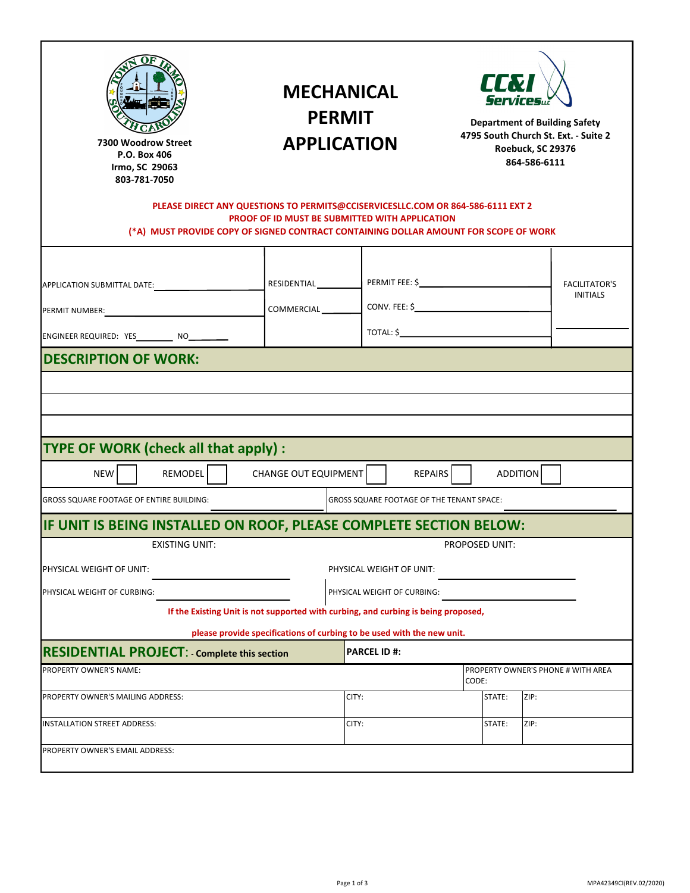7300 Woodrow Street
P.O. Box 406
Irmo, SC 29063
803-781-7050

# MECHANICAL PERMIT APPLICATION

**Department of Building Safety**
**4795 South Church St. Ext. - Suite 2**
**Roebuck, SC 29376**
**864-586-6111**

**PLEASE DIRECT ANY QUESTIONS TO PERMITS@CCISERVICESLLC.COM OR 864-586-6111 EXT 2**
**PROOF OF ID MUST BE SUBMITTED WITH APPLICATION**
**(*A) MUST PROVIDE COPY OF SIGNED CONTRACT CONTAINING DOLLAR AMOUNT FOR SCOPE OF WORK**

| | | | |
|---|---|---|---|
| APPLICATION SUBMITTAL DATE: ______ | RESIDENTIAL ______ | PERMIT FEE: $ ______ | FACILITATOR'S INITIALS |
| PERMIT NUMBER: ______ | COMMERCIAL ______ | CONV. FEE: $ ______ | |
| ENGINEER REQUIRED: YES ______ NO ______ | | TOTAL: $ ______ | ______ |

## DESCRIPTION OF WORK:

______

______

______

## TYPE OF WORK (check all that apply) :

NEW ☐ REMODEL ☐ CHANGE OUT EQUIPMENT ☐ REPAIRS ☐ ADDITION ☐

GROSS SQUARE FOOTAGE OF ENTIRE BUILDING: ______ GROSS SQUARE FOOTAGE OF THE TENANT SPACE: ______

## IF UNIT IS BEING INSTALLED ON ROOF, PLEASE COMPLETE SECTION BELOW:

| EXISTING UNIT: | PROPOSED UNIT: |
|---|---|
| PHYSICAL WEIGHT OF UNIT: ______ | PHYSICAL WEIGHT OF UNIT: ______ |
| PHYSICAL WEIGHT OF CURBING: ______ | PHYSICAL WEIGHT OF CURBING: ______ |

**If the Existing Unit is not supported with curbing, and curbing is being proposed,**

**please provide specifications of curbing to be used with the new unit.**

## RESIDENTIAL PROJECT: - Complete this section

**PARCEL ID #:**

| | | | |
|---|---|---|---|
| PROPERTY OWNER'S NAME: | | PROPERTY OWNER'S PHONE # WITH AREA CODE: | |
| PROPERTY OWNER'S MAILING ADDRESS: | CITY: | STATE: | ZIP: |
| INSTALLATION STREET ADDRESS: | CITY: | STATE: | ZIP: |
| PROPERTY OWNER'S EMAIL ADDRESS: | | | |

MPA42349CI(REV.02/2020)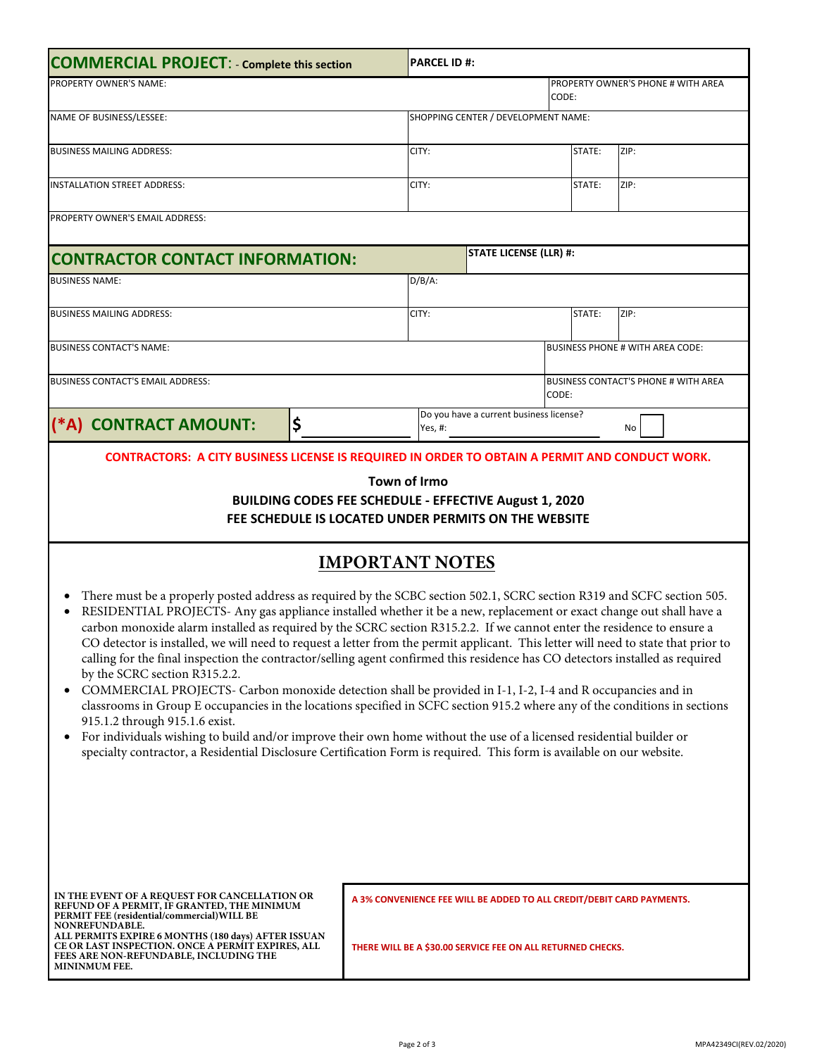| **COMMERCIAL PROJECT**: - **Complete this section** | | **PARCEL ID #:** | | |
|---|---|---|---|---|
| PROPERTY OWNER'S NAME: | | | PROPERTY OWNER'S PHONE # WITH AREA CODE: | |
| NAME OF BUSINESS/LESSEE: | | SHOPPING CENTER / DEVELOPMENT NAME: | | |
| BUSINESS MAILING ADDRESS: | | CITY: | STATE: | ZIP: |
| INSTALLATION STREET ADDRESS: | | CITY: | STATE: | ZIP: |
| PROPERTY OWNER'S EMAIL ADDRESS: | | | | |

| **CONTRACTOR CONTACT INFORMATION:** | | **STATE LICENSE (LLR) #:** | | |
|---|---|---|---|---|
| BUSINESS NAME: | | D/B/A: | | |
| BUSINESS MAILING ADDRESS: | | CITY: | STATE: | ZIP: |
| BUSINESS CONTACT'S NAME: | | | BUSINESS PHONE # WITH AREA CODE: | |
| BUSINESS CONTACT'S EMAIL ADDRESS: | | | BUSINESS CONTACT'S PHONE # WITH AREA CODE: | |
| **(*A) CONTRACT AMOUNT:** | **$** | Do you have a current business license? Yes, #: | No ☐ | |

**CONTRACTORS: A CITY BUSINESS LICENSE IS REQUIRED IN ORDER TO OBTAIN A PERMIT AND CONDUCT WORK.**

**Town of Irmo**

**BUILDING CODES FEE SCHEDULE - EFFECTIVE August 1, 2020**

**FEE SCHEDULE IS LOCATED UNDER PERMITS ON THE WEBSITE**

## IMPORTANT NOTES

- There must be a properly posted address as required by the SCBC section 502.1, SCRC section R319 and SCFC section 505.
- RESIDENTIAL PROJECTS- Any gas appliance installed whether it be a new, replacement or exact change out shall have a carbon monoxide alarm installed as required by the SCRC section R315.2.2. If we cannot enter the residence to ensure a CO detector is installed, we will need to request a letter from the permit applicant. This letter will need to state that prior to calling for the final inspection the contractor/selling agent confirmed this residence has CO detectors installed as required by the SCRC section R315.2.2.
- COMMERCIAL PROJECTS- Carbon monoxide detection shall be provided in I-1, I-2, I-4 and R occupancies and in classrooms in Group E occupancies in the locations specified in SCFC section 915.2 where any of the conditions in sections 915.1.2 through 915.1.6 exist.
- For individuals wishing to build and/or improve their own home without the use of a licensed residential builder or specialty contractor, a Residential Disclosure Certification Form is required. This form is available on our website.

| | |
|---|---|
| **IN THE EVENT OF A REQUEST FOR CANCELLATION OR REFUND OF A PERMIT, IF GRANTED, THE MINIMUM PERMIT FEE (residential/commercial)WILL BE NONREFUNDABLE.** **ALL PERMITS EXPIRE 6 MONTHS (180 days) AFTER ISSUAN CE OR LAST INSPECTION. ONCE A PERMIT EXPIRES, ALL FEES ARE NON-REFUNDABLE, INCLUDING THE MININMUM FEE.** | **A 3% CONVENIENCE FEE WILL BE ADDED TO ALL CREDIT/DEBIT CARD PAYMENTS.** **THERE WILL BE A $30.00 SERVICE FEE ON ALL RETURNED CHECKS.** |

MPA42349CI(REV.02/2020)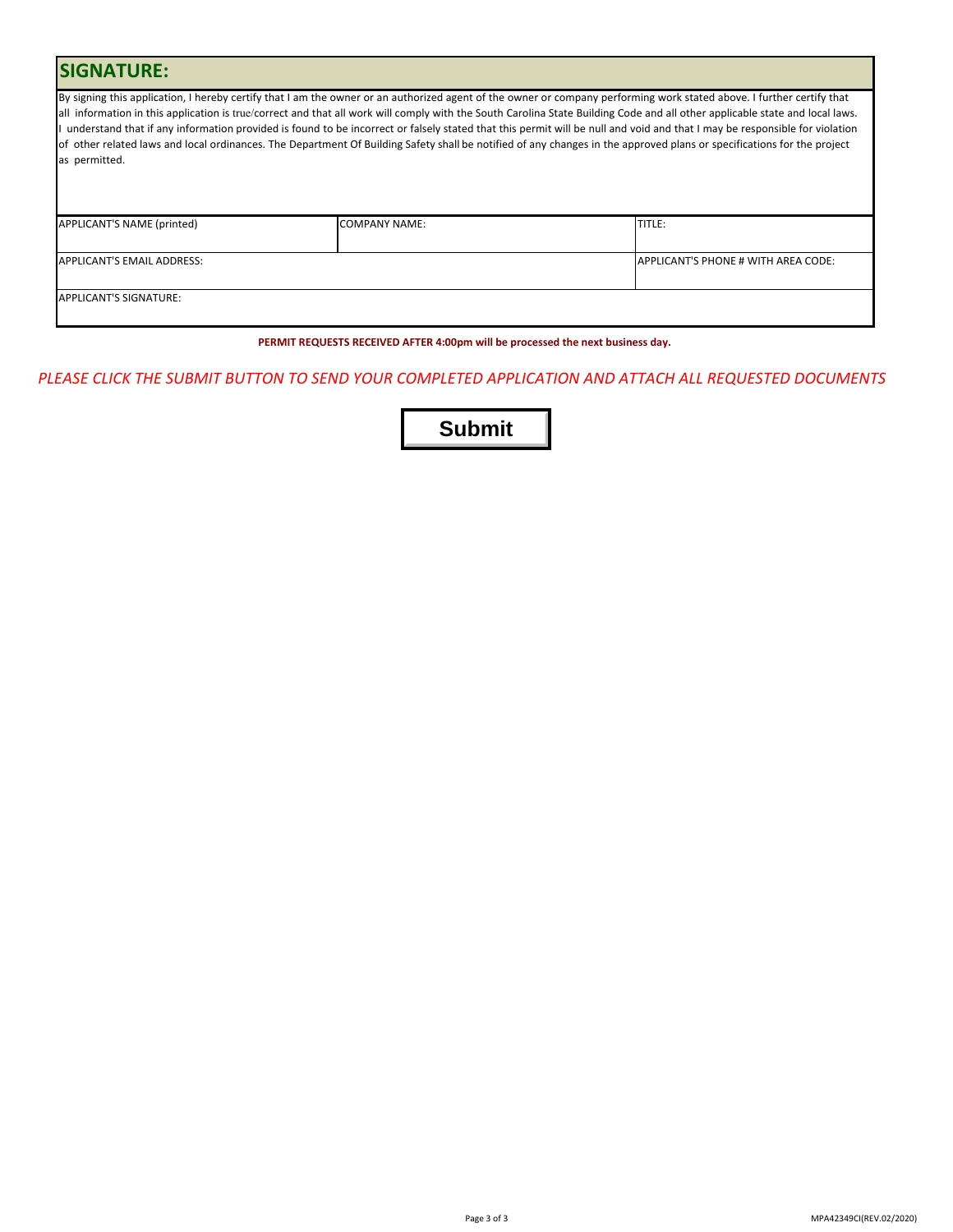## SIGNATURE:

By signing this application, I hereby certify that I am the owner or an authorized agent of the owner or company performing work stated above. I further certify that all information in this application is true/correct and that all work will comply with the South Carolina State Building Code and all other applicable state and local laws. I understand that if any information provided is found to be incorrect or falsely stated that this permit will be null and void and that I may be responsible for violation of other related laws and local ordinances. The Department Of Building Safety shall be notified of any changes in the approved plans or specifications for the project as permitted.

| | | |
|---|---|---|
| APPLICANT'S NAME (printed) | COMPANY NAME: | TITLE: |
| APPLICANT'S EMAIL ADDRESS: | | APPLICANT'S PHONE # WITH AREA CODE: |
| APPLICANT'S SIGNATURE: | | |

**PERMIT REQUESTS RECEIVED AFTER 4:00pm will be processed the next business day.**

*PLEASE CLICK THE SUBMIT BUTTON TO SEND YOUR COMPLETED APPLICATION AND ATTACH ALL REQUESTED DOCUMENTS*

**Submit**

MPA42349CI(REV.02/2020)